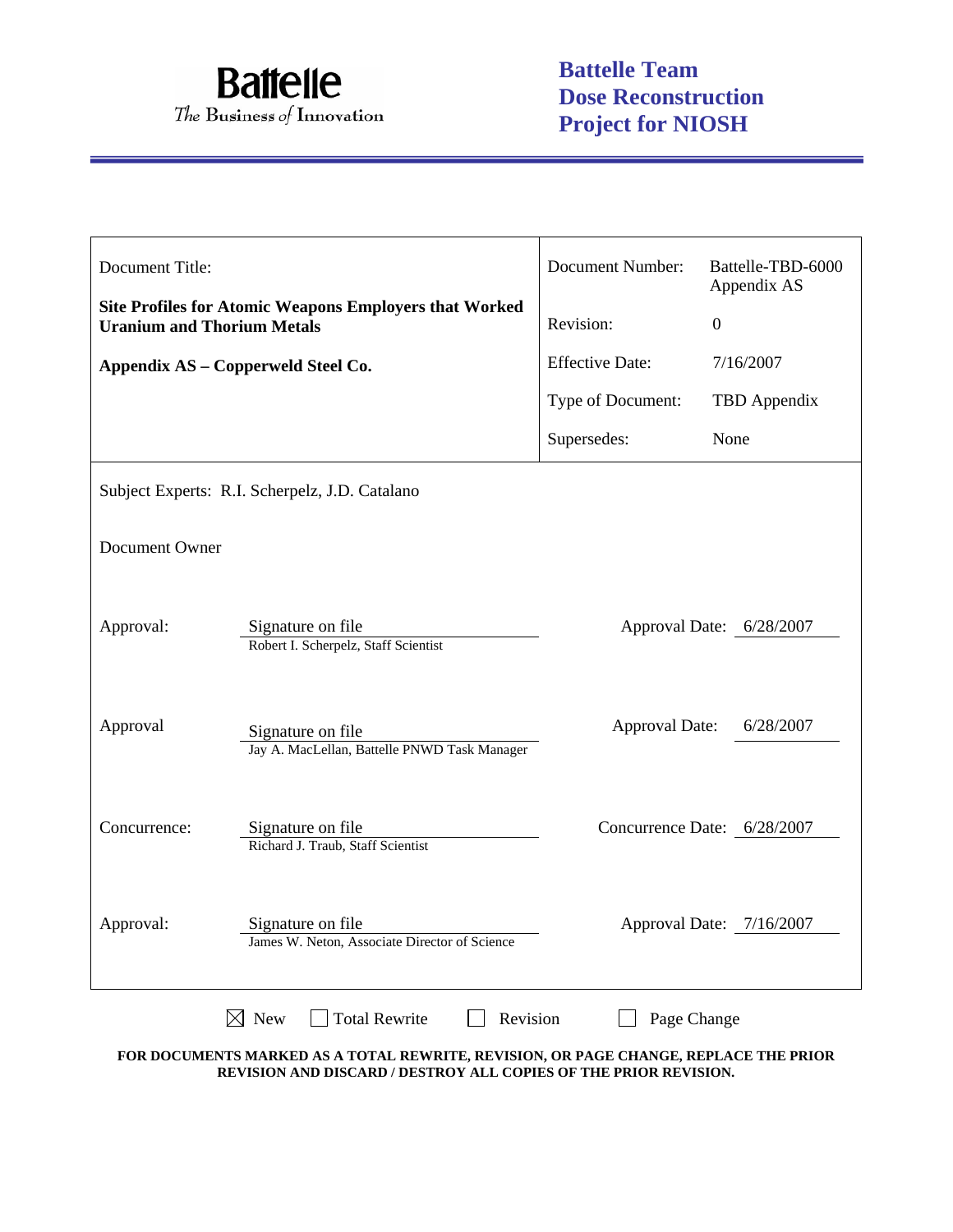**Battelle**
*The Business of Innovation*

**Battelle Team Dose Reconstruction Project for NIOSH**

| Document Title: | Document Number: | Battelle-TBD-6000 Appendix AS |
|---|---|---|
| **Site Profiles for Atomic Weapons Employers that Worked Uranium and Thorium Metals** | Revision: | 0 |
| **Appendix AS – Copperweld Steel Co.** | Effective Date: | 7/16/2007 |
| | Type of Document: | TBD Appendix |
| | Supersedes: | None |

Subject Experts: R.I. Scherpelz, J.D. Catalano

Document Owner

| | | | |
|---|---|---|---|
| Approval: | Signature on file<br>Robert I. Scherpelz, Staff Scientist | Approval Date: | 6/28/2007 |
| Approval | Signature on file<br>Jay A. MacLellan, Battelle PNWD Task Manager | Approval Date: | 6/28/2007 |
| Concurrence: | Signature on file<br>Richard J. Traub, Staff Scientist | Concurrence Date: | 6/28/2007 |
| Approval: | Signature on file<br>James W. Neton, Associate Director of Science | Approval Date: | 7/16/2007 |

☒ New ☐ Total Rewrite ☐ Revision ☐ Page Change

**FOR DOCUMENTS MARKED AS A TOTAL REWRITE, REVISION, OR PAGE CHANGE, REPLACE THE PRIOR REVISION AND DISCARD / DESTROY ALL COPIES OF THE PRIOR REVISION.**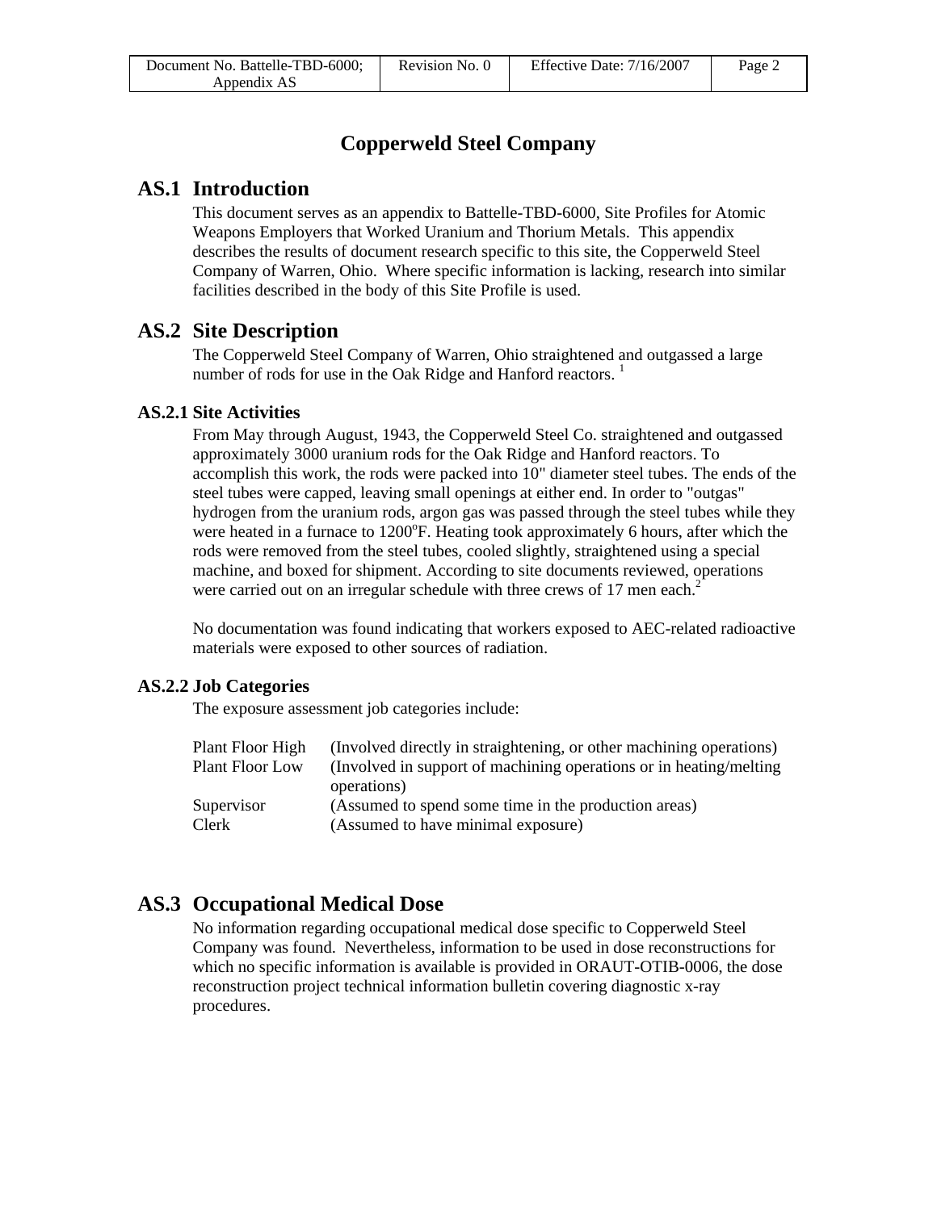# Copperweld Steel Company

## AS.1 Introduction

This document serves as an appendix to Battelle-TBD-6000, Site Profiles for Atomic Weapons Employers that Worked Uranium and Thorium Metals. This appendix describes the results of document research specific to this site, the Copperweld Steel Company of Warren, Ohio. Where specific information is lacking, research into similar facilities described in the body of this Site Profile is used.

## AS.2 Site Description

The Copperweld Steel Company of Warren, Ohio straightened and outgassed a large number of rods for use in the Oak Ridge and Hanford reactors. [1]

### AS.2.1 Site Activities

From May through August, 1943, the Copperweld Steel Co. straightened and outgassed approximately 3000 uranium rods for the Oak Ridge and Hanford reactors. To accomplish this work, the rods were packed into 10" diameter steel tubes. The ends of the steel tubes were capped, leaving small openings at either end. In order to "outgas" hydrogen from the uranium rods, argon gas was passed through the steel tubes while they were heated in a furnace to 1200°F. Heating took approximately 6 hours, after which the rods were removed from the steel tubes, cooled slightly, straightened using a special machine, and boxed for shipment. According to site documents reviewed, operations were carried out on an irregular schedule with three crews of 17 men each.[2]

No documentation was found indicating that workers exposed to AEC-related radioactive materials were exposed to other sources of radiation.

### AS.2.2 Job Categories

The exposure assessment job categories include:

| | |
|---|---|
| Plant Floor High | (Involved directly in straightening, or other machining operations) |
| Plant Floor Low | (Involved in support of machining operations or in heating/melting operations) |
| Supervisor | (Assumed to spend some time in the production areas) |
| Clerk | (Assumed to have minimal exposure) |

## AS.3 Occupational Medical Dose

No information regarding occupational medical dose specific to Copperweld Steel Company was found. Nevertheless, information to be used in dose reconstructions for which no specific information is available is provided in ORAUT-OTIB-0006, the dose reconstruction project technical information bulletin covering diagnostic x-ray procedures.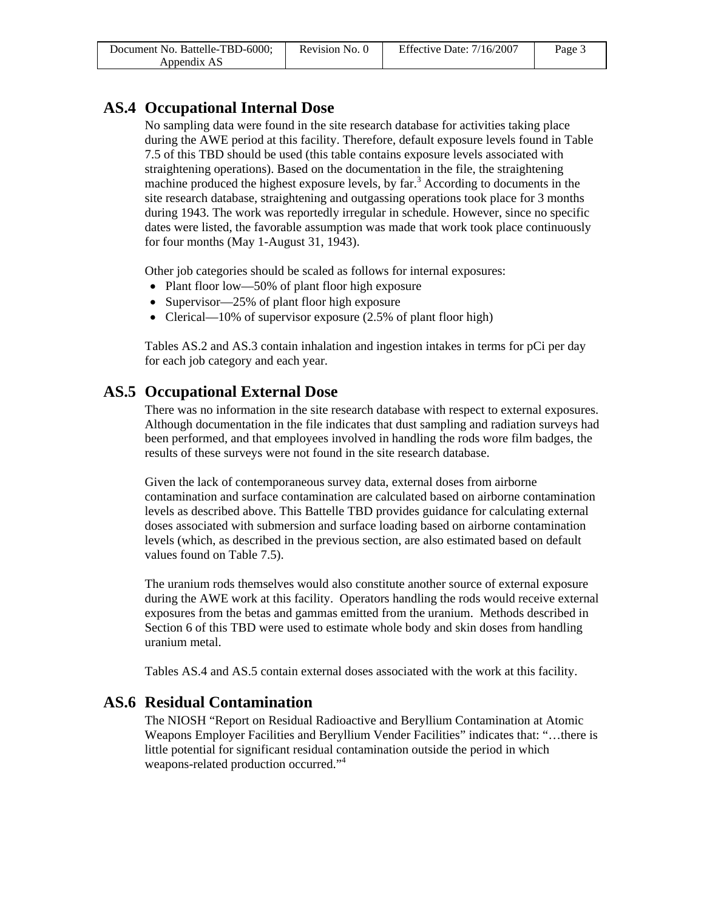## AS.4 Occupational Internal Dose

No sampling data were found in the site research database for activities taking place during the AWE period at this facility. Therefore, default exposure levels found in Table 7.5 of this TBD should be used (this table contains exposure levels associated with straightening operations). Based on the documentation in the file, the straightening machine produced the highest exposure levels, by far.[3] According to documents in the site research database, straightening and outgassing operations took place for 3 months during 1943. The work was reportedly irregular in schedule. However, since no specific dates were listed, the favorable assumption was made that work took place continuously for four months (May 1-August 31, 1943).

Other job categories should be scaled as follows for internal exposures:

- Plant floor low—50% of plant floor high exposure
- Supervisor—25% of plant floor high exposure
- Clerical—10% of supervisor exposure (2.5% of plant floor high)

Tables AS.2 and AS.3 contain inhalation and ingestion intakes in terms for pCi per day for each job category and each year.

## AS.5 Occupational External Dose

There was no information in the site research database with respect to external exposures. Although documentation in the file indicates that dust sampling and radiation surveys had been performed, and that employees involved in handling the rods wore film badges, the results of these surveys were not found in the site research database.

Given the lack of contemporaneous survey data, external doses from airborne contamination and surface contamination are calculated based on airborne contamination levels as described above. This Battelle TBD provides guidance for calculating external doses associated with submersion and surface loading based on airborne contamination levels (which, as described in the previous section, are also estimated based on default values found on Table 7.5).

The uranium rods themselves would also constitute another source of external exposure during the AWE work at this facility. Operators handling the rods would receive external exposures from the betas and gammas emitted from the uranium. Methods described in Section 6 of this TBD were used to estimate whole body and skin doses from handling uranium metal.

Tables AS.4 and AS.5 contain external doses associated with the work at this facility.

## AS.6 Residual Contamination

The NIOSH "Report on Residual Radioactive and Beryllium Contamination at Atomic Weapons Employer Facilities and Beryllium Vender Facilities" indicates that: "…there is little potential for significant residual contamination outside the period in which weapons-related production occurred."[4]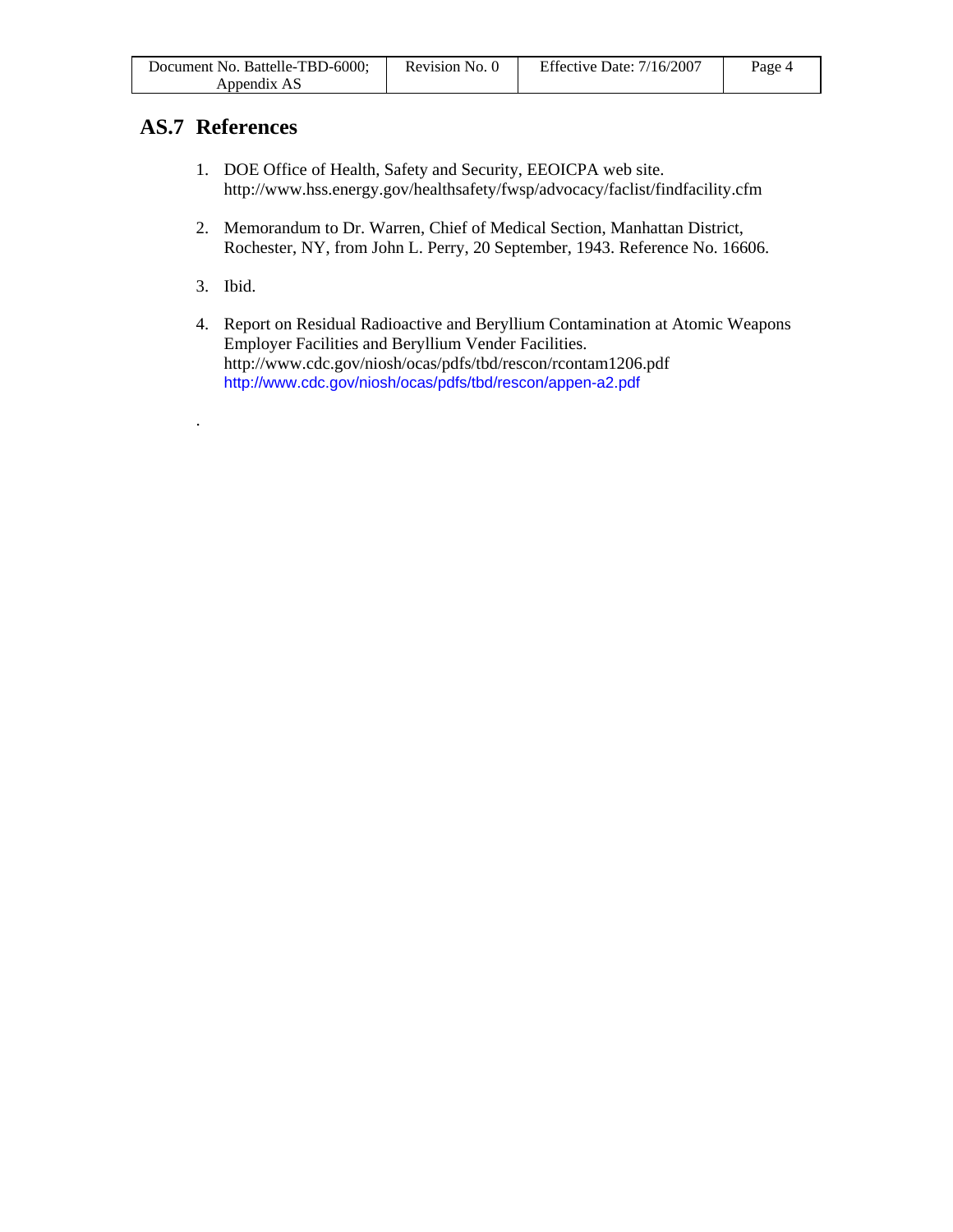## AS.7 References

1. DOE Office of Health, Safety and Security, EEOICPA web site. http://www.hss.energy.gov/healthsafety/fwsp/advocacy/faclist/findfacility.cfm

2. Memorandum to Dr. Warren, Chief of Medical Section, Manhattan District, Rochester, NY, from John L. Perry, 20 September, 1943. Reference No. 16606.

3. Ibid.

4. Report on Residual Radioactive and Beryllium Contamination at Atomic Weapons Employer Facilities and Beryllium Vender Facilities. http://www.cdc.gov/niosh/ocas/pdfs/tbd/rescon/rcontam1206.pdf http://www.cdc.gov/niosh/ocas/pdfs/tbd/rescon/appen-a2.pdf

.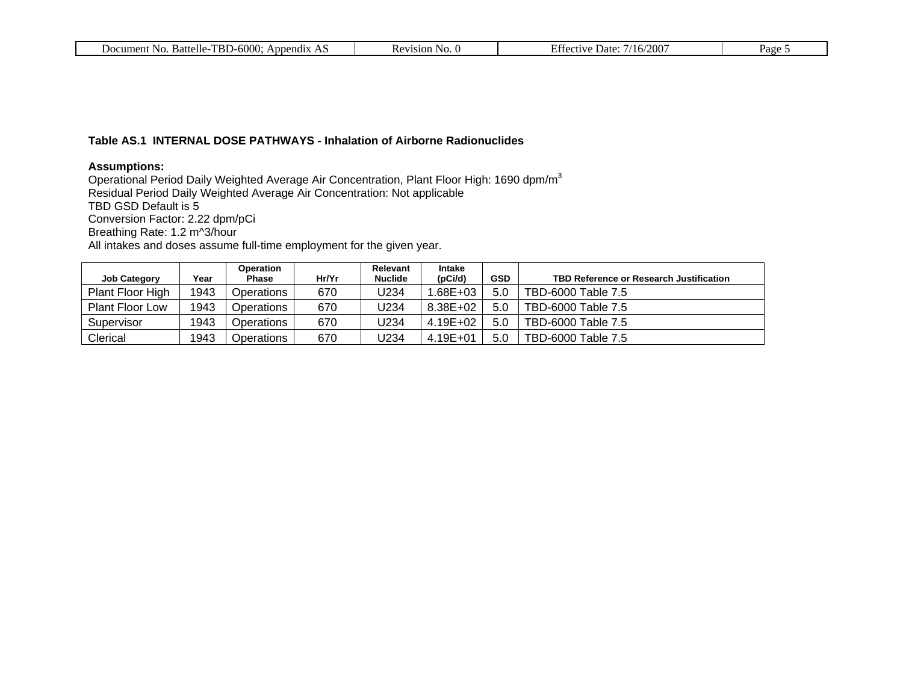**Table AS.1 INTERNAL DOSE PATHWAYS - Inhalation of Airborne Radionuclides**

**Assumptions:**
Operational Period Daily Weighted Average Air Concentration, Plant Floor High: 1690 dpm/$m^3$
Residual Period Daily Weighted Average Air Concentration: Not applicable
TBD GSD Default is 5
Conversion Factor: 2.22 dpm/pCi
Breathing Rate: 1.2 m^3/hour
All intakes and doses assume full-time employment for the given year.

| Job Category | Year | Operation Phase | Hr/Yr | Relevant Nuclide | Intake (pCi/d) | GSD | TBD Reference or Research Justification |
|---|---|---|---|---|---|---|---|
| Plant Floor High | 1943 | Operations | 670 | U234 | 1.68E+03 | 5.0 | TBD-6000 Table 7.5 |
| Plant Floor Low | 1943 | Operations | 670 | U234 | 8.38E+02 | 5.0 | TBD-6000 Table 7.5 |
| Supervisor | 1943 | Operations | 670 | U234 | 4.19E+02 | 5.0 | TBD-6000 Table 7.5 |
| Clerical | 1943 | Operations | 670 | U234 | 4.19E+01 | 5.0 | TBD-6000 Table 7.5 |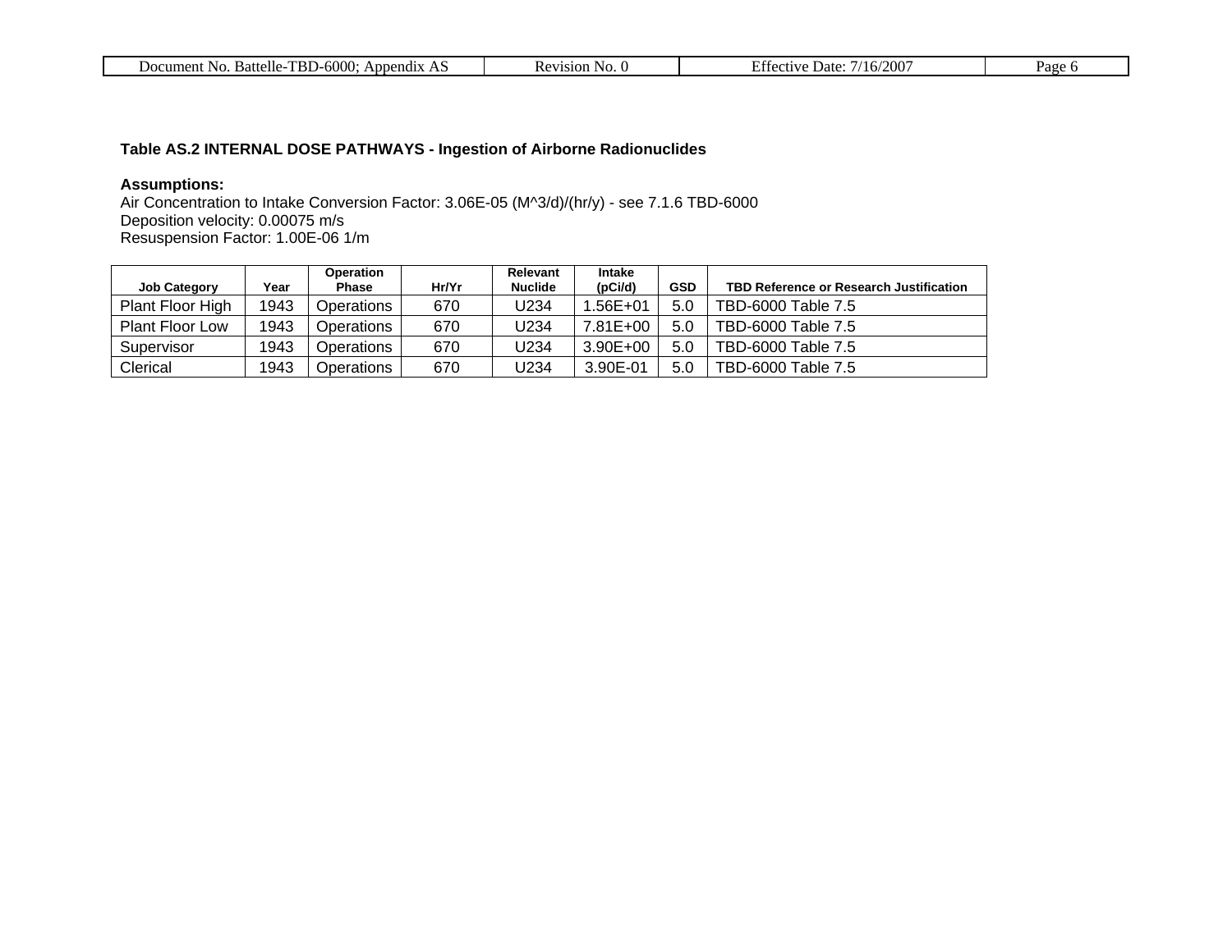**Table AS.2 INTERNAL DOSE PATHWAYS - Ingestion of Airborne Radionuclides**

**Assumptions:**
Air Concentration to Intake Conversion Factor: 3.06E-05 (M^3/d)/(hr/y) - see 7.1.6 TBD-6000
Deposition velocity: 0.00075 m/s
Resuspension Factor: 1.00E-06 1/m

| Job Category | Year | Operation Phase | Hr/Yr | Relevant Nuclide | Intake (pCi/d) | GSD | TBD Reference or Research Justification |
|---|---|---|---|---|---|---|---|
| Plant Floor High | 1943 | Operations | 670 | U234 | 1.56E+01 | 5.0 | TBD-6000 Table 7.5 |
| Plant Floor Low | 1943 | Operations | 670 | U234 | 7.81E+00 | 5.0 | TBD-6000 Table 7.5 |
| Supervisor | 1943 | Operations | 670 | U234 | 3.90E+00 | 5.0 | TBD-6000 Table 7.5 |
| Clerical | 1943 | Operations | 670 | U234 | 3.90E-01 | 5.0 | TBD-6000 Table 7.5 |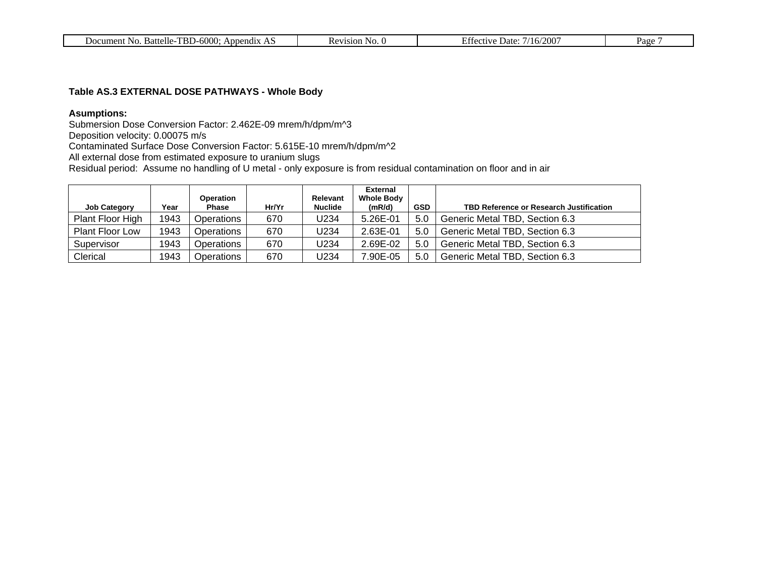**Table AS.3 EXTERNAL DOSE PATHWAYS - Whole Body**

**Asumptions:**
Submersion Dose Conversion Factor: 2.462E-09 mrem/h/dpm/m^3
Deposition velocity: 0.00075 m/s
Contaminated Surface Dose Conversion Factor: 5.615E-10 mrem/h/dpm/m^2
All external dose from estimated exposure to uranium slugs
Residual period: Assume no handling of U metal - only exposure is from residual contamination on floor and in air

| Job Category | Year | Operation Phase | Hr/Yr | Relevant Nuclide | External Whole Body (mR/d) | GSD | TBD Reference or Research Justification |
|---|---|---|---|---|---|---|---|
| Plant Floor High | 1943 | Operations | 670 | U234 | 5.26E-01 | 5.0 | Generic Metal TBD, Section 6.3 |
| Plant Floor Low | 1943 | Operations | 670 | U234 | 2.63E-01 | 5.0 | Generic Metal TBD, Section 6.3 |
| Supervisor | 1943 | Operations | 670 | U234 | 2.69E-02 | 5.0 | Generic Metal TBD, Section 6.3 |
| Clerical | 1943 | Operations | 670 | U234 | 7.90E-05 | 5.0 | Generic Metal TBD, Section 6.3 |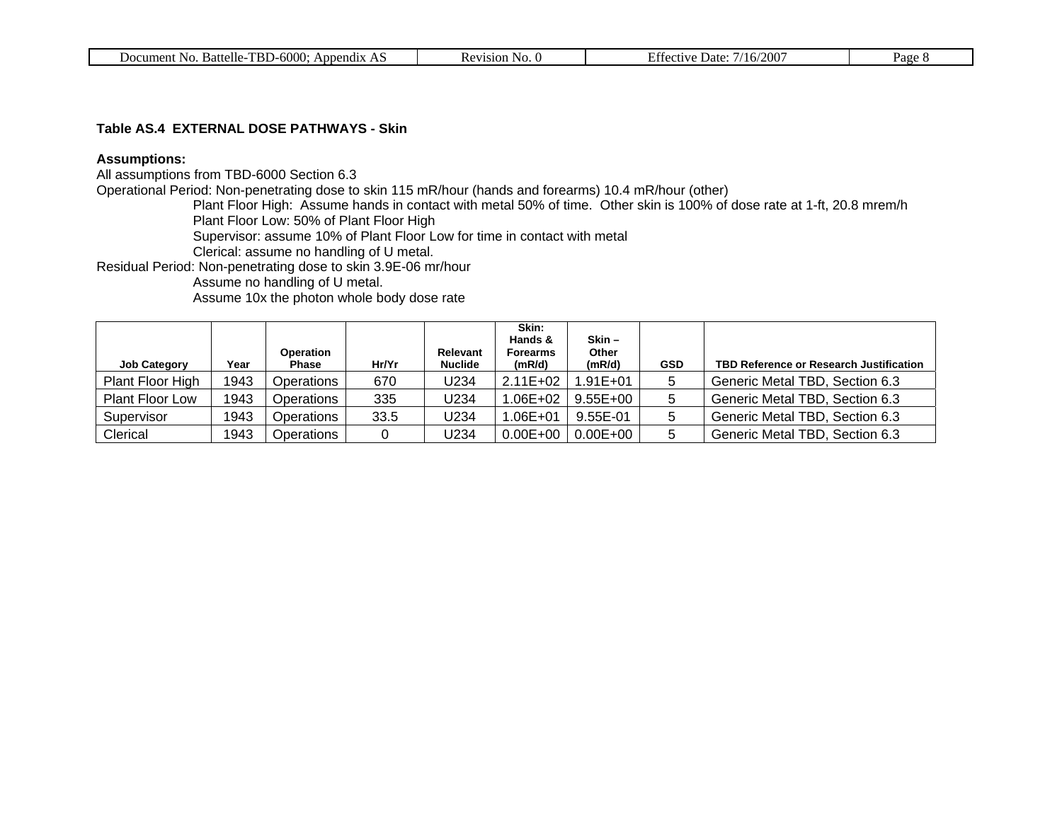**Table AS.4 EXTERNAL DOSE PATHWAYS - Skin**

**Assumptions:**

All assumptions from TBD-6000 Section 6.3

Operational Period: Non-penetrating dose to skin 115 mR/hour (hands and forearms) 10.4 mR/hour (other)

Plant Floor High: Assume hands in contact with metal 50% of time. Other skin is 100% of dose rate at 1-ft, 20.8 mrem/h

Plant Floor Low: 50% of Plant Floor High

Supervisor: assume 10% of Plant Floor Low for time in contact with metal

Clerical: assume no handling of U metal.

Residual Period: Non-penetrating dose to skin 3.9E-06 mr/hour

Assume no handling of U metal.

Assume 10x the photon whole body dose rate

| Job Category | Year | Operation Phase | Hr/Yr | Relevant Nuclide | Skin: Hands & Forearms (mR/d) | Skin – Other (mR/d) | GSD | TBD Reference or Research Justification |
|---|---|---|---|---|---|---|---|---|
| Plant Floor High | 1943 | Operations | 670 | U234 | 2.11E+02 | 1.91E+01 | 5 | Generic Metal TBD, Section 6.3 |
| Plant Floor Low | 1943 | Operations | 335 | U234 | 1.06E+02 | 9.55E+00 | 5 | Generic Metal TBD, Section 6.3 |
| Supervisor | 1943 | Operations | 33.5 | U234 | 1.06E+01 | 9.55E-01 | 5 | Generic Metal TBD, Section 6.3 |
| Clerical | 1943 | Operations | 0 | U234 | 0.00E+00 | 0.00E+00 | 5 | Generic Metal TBD, Section 6.3 |